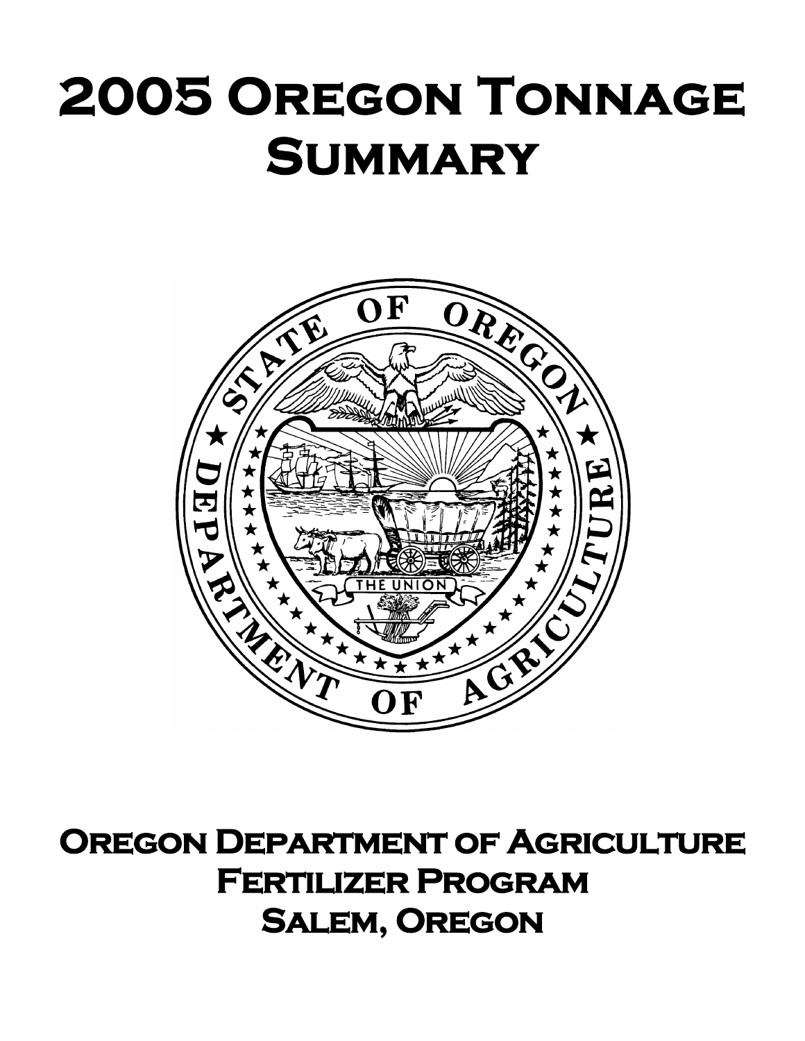# 2005 Oregon Tonnage Summary

**Oregon Department of Agriculture**
**Fertilizer Program**
**Salem, Oregon**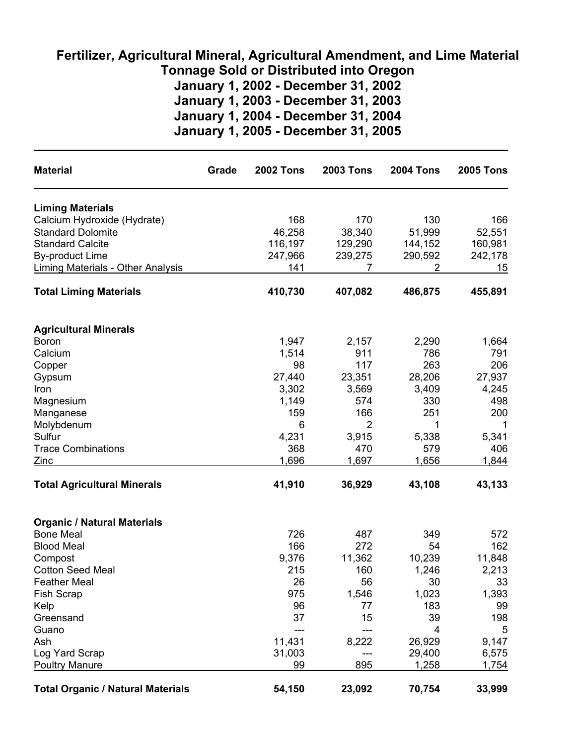# Fertilizer, Agricultural Mineral, Agricultural Amendment, and Lime Material Tonnage Sold or Distributed into Oregon

## January 1, 2002 - December 31, 2002
## January 1, 2003 - December 31, 2003
## January 1, 2004 - December 31, 2004
## January 1, 2005 - December 31, 2005

| Material | Grade | 2002 Tons | 2003 Tons | 2004 Tons | 2005 Tons |
|---|---|---|---|---|---|
| **Liming Materials** | | | | | |
| Calcium Hydroxide (Hydrate) | | 168 | 170 | 130 | 166 |
| Standard Dolomite | | 46,258 | 38,340 | 51,999 | 52,551 |
| Standard Calcite | | 116,197 | 129,290 | 144,152 | 160,981 |
| By-product Lime | | 247,966 | 239,275 | 290,592 | 242,178 |
| Liming Materials - Other Analysis | | 141 | 7 | 2 | 15 |
| **Total Liming Materials** | | **410,730** | **407,082** | **486,875** | **455,891** |
| **Agricultural Minerals** | | | | | |
| Boron | | 1,947 | 2,157 | 2,290 | 1,664 |
| Calcium | | 1,514 | 911 | 786 | 791 |
| Copper | | 98 | 117 | 263 | 206 |
| Gypsum | | 27,440 | 23,351 | 28,206 | 27,937 |
| Iron | | 3,302 | 3,569 | 3,409 | 4,245 |
| Magnesium | | 1,149 | 574 | 330 | 498 |
| Manganese | | 159 | 166 | 251 | 200 |
| Molybdenum | | 6 | 2 | 1 | 1 |
| Sulfur | | 4,231 | 3,915 | 5,338 | 5,341 |
| Trace Combinations | | 368 | 470 | 579 | 406 |
| Zinc | | 1,696 | 1,697 | 1,656 | 1,844 |
| **Total Agricultural Minerals** | | **41,910** | **36,929** | **43,108** | **43,133** |
| **Organic / Natural Materials** | | | | | |
| Bone Meal | | 726 | 487 | 349 | 572 |
| Blood Meal | | 166 | 272 | 54 | 162 |
| Compost | | 9,376 | 11,362 | 10,239 | 11,848 |
| Cotton Seed Meal | | 215 | 160 | 1,246 | 2,213 |
| Feather Meal | | 26 | 56 | 30 | 33 |
| Fish Scrap | | 975 | 1,546 | 1,023 | 1,393 |
| Kelp | | 96 | 77 | 183 | 99 |
| Greensand | | 37 | 15 | 39 | 198 |
| Guano | | --- | --- | 4 | 5 |
| Ash | | 11,431 | 8,222 | 26,929 | 9,147 |
| Log Yard Scrap | | 31,003 | --- | 29,400 | 6,575 |
| Poultry Manure | | 99 | 895 | 1,258 | 1,754 |
| **Total Organic / Natural Materials** | | **54,150** | **23,092** | **70,754** | **33,999** |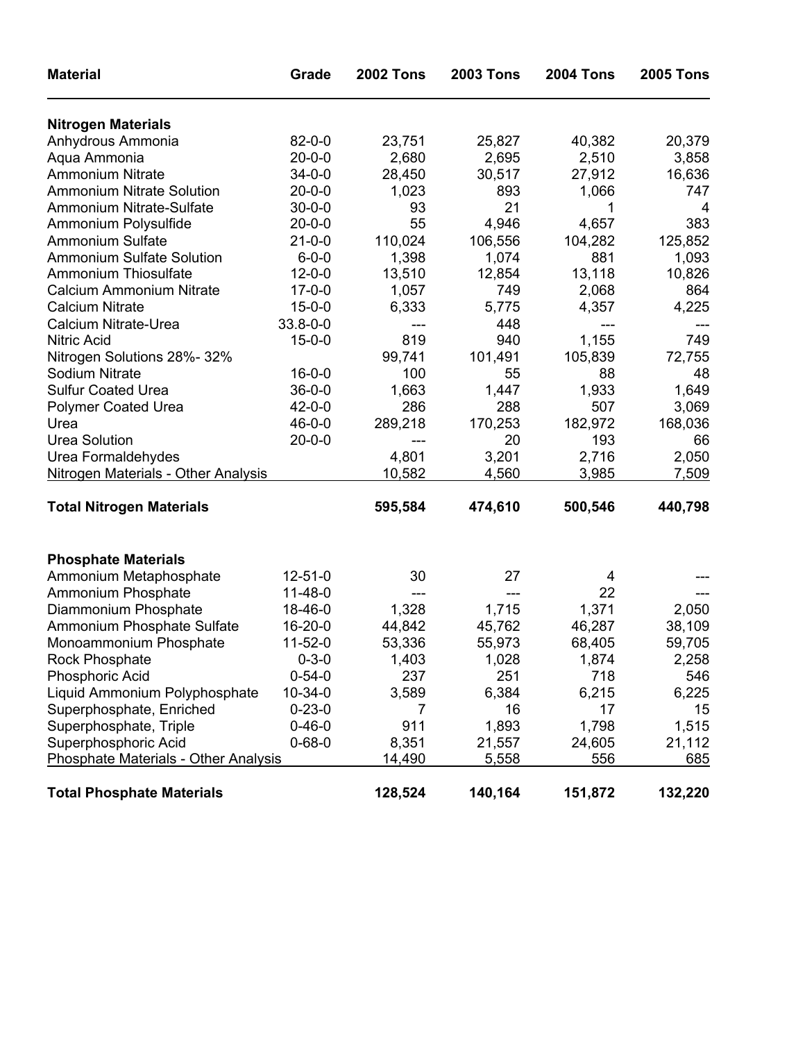| Material | Grade | 2002 Tons | 2003 Tons | 2004 Tons | 2005 Tons |
|---|---|---|---|---|---|
| **Nitrogen Materials** | | | | | |
| Anhydrous Ammonia | 82-0-0 | 23,751 | 25,827 | 40,382 | 20,379 |
| Aqua Ammonia | 20-0-0 | 2,680 | 2,695 | 2,510 | 3,858 |
| Ammonium Nitrate | 34-0-0 | 28,450 | 30,517 | 27,912 | 16,636 |
| Ammonium Nitrate Solution | 20-0-0 | 1,023 | 893 | 1,066 | 747 |
| Ammonium Nitrate-Sulfate | 30-0-0 | 93 | 21 | 1 | 4 |
| Ammonium Polysulfide | 20-0-0 | 55 | 4,946 | 4,657 | 383 |
| Ammonium Sulfate | 21-0-0 | 110,024 | 106,556 | 104,282 | 125,852 |
| Ammonium Sulfate Solution | 6-0-0 | 1,398 | 1,074 | 881 | 1,093 |
| Ammonium Thiosulfate | 12-0-0 | 13,510 | 12,854 | 13,118 | 10,826 |
| Calcium Ammonium Nitrate | 17-0-0 | 1,057 | 749 | 2,068 | 864 |
| Calcium Nitrate | 15-0-0 | 6,333 | 5,775 | 4,357 | 4,225 |
| Calcium Nitrate-Urea | 33.8-0-0 | --- | 448 | --- | --- |
| Nitric Acid | 15-0-0 | 819 | 940 | 1,155 | 749 |
| Nitrogen Solutions 28%- 32% | | 99,741 | 101,491 | 105,839 | 72,755 |
| Sodium Nitrate | 16-0-0 | 100 | 55 | 88 | 48 |
| Sulfur Coated Urea | 36-0-0 | 1,663 | 1,447 | 1,933 | 1,649 |
| Polymer Coated Urea | 42-0-0 | 286 | 288 | 507 | 3,069 |
| Urea | 46-0-0 | 289,218 | 170,253 | 182,972 | 168,036 |
| Urea Solution | 20-0-0 | --- | 20 | 193 | 66 |
| Urea Formaldehydes | | 4,801 | 3,201 | 2,716 | 2,050 |
| Nitrogen Materials - Other Analysis | | 10,582 | 4,560 | 3,985 | 7,509 |
| **Total Nitrogen Materials** | | **595,584** | **474,610** | **500,546** | **440,798** |
| **Phosphate Materials** | | | | | |
| Ammonium Metaphosphate | 12-51-0 | 30 | 27 | 4 | --- |
| Ammonium Phosphate | 11-48-0 | --- | --- | 22 | --- |
| Diammonium Phosphate | 18-46-0 | 1,328 | 1,715 | 1,371 | 2,050 |
| Ammonium Phosphate Sulfate | 16-20-0 | 44,842 | 45,762 | 46,287 | 38,109 |
| Monoammonium Phosphate | 11-52-0 | 53,336 | 55,973 | 68,405 | 59,705 |
| Rock Phosphate | 0-3-0 | 1,403 | 1,028 | 1,874 | 2,258 |
| Phosphoric Acid | 0-54-0 | 237 | 251 | 718 | 546 |
| Liquid Ammonium Polyphosphate | 10-34-0 | 3,589 | 6,384 | 6,215 | 6,225 |
| Superphosphate, Enriched | 0-23-0 | 7 | 16 | 17 | 15 |
| Superphosphate, Triple | 0-46-0 | 911 | 1,893 | 1,798 | 1,515 |
| Superphosphoric Acid | 0-68-0 | 8,351 | 21,557 | 24,605 | 21,112 |
| Phosphate Materials - Other Analysis | | 14,490 | 5,558 | 556 | 685 |
| **Total Phosphate Materials** | | **128,524** | **140,164** | **151,872** | **132,220** |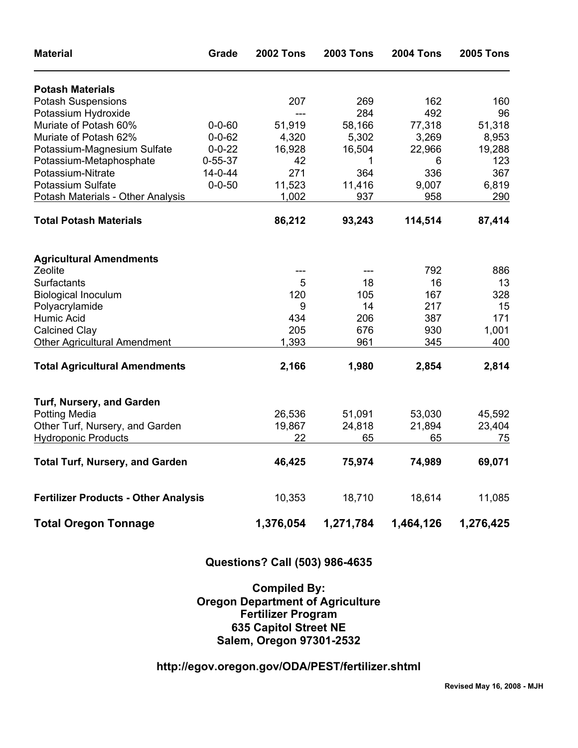| Material | Grade | 2002 Tons | 2003 Tons | 2004 Tons | 2005 Tons |
|---|---|---|---|---|---|
| **Potash Materials** | | | | | |
| Potash Suspensions | | 207 | 269 | 162 | 160 |
| Potassium Hydroxide | | --- | 284 | 492 | 96 |
| Muriate of Potash 60% | 0-0-60 | 51,919 | 58,166 | 77,318 | 51,318 |
| Muriate of Potash 62% | 0-0-62 | 4,320 | 5,302 | 3,269 | 8,953 |
| Potassium-Magnesium Sulfate | 0-0-22 | 16,928 | 16,504 | 22,966 | 19,288 |
| Potassium-Metaphosphate | 0-55-37 | 42 | 1 | 6 | 123 |
| Potassium-Nitrate | 14-0-44 | 271 | 364 | 336 | 367 |
| Potassium Sulfate | 0-0-50 | 11,523 | 11,416 | 9,007 | 6,819 |
| Potash Materials - Other Analysis | | 1,002 | 937 | 958 | 290 |
| **Total Potash Materials** | | **86,212** | **93,243** | **114,514** | **87,414** |
| **Agricultural Amendments** | | | | | |
| Zeolite | | --- | --- | 792 | 886 |
| Surfactants | | 5 | 18 | 16 | 13 |
| Biological Inoculum | | 120 | 105 | 167 | 328 |
| Polyacrylamide | | 9 | 14 | 217 | 15 |
| Humic Acid | | 434 | 206 | 387 | 171 |
| Calcined Clay | | 205 | 676 | 930 | 1,001 |
| Other Agricultural Amendment | | 1,393 | 961 | 345 | 400 |
| **Total Agricultural Amendments** | | **2,166** | **1,980** | **2,854** | **2,814** |
| **Turf, Nursery, and Garden** | | | | | |
| Potting Media | | 26,536 | 51,091 | 53,030 | 45,592 |
| Other Turf, Nursery, and Garden | | 19,867 | 24,818 | 21,894 | 23,404 |
| Hydroponic Products | | 22 | 65 | 65 | 75 |
| **Total Turf, Nursery, and Garden** | | **46,425** | **75,974** | **74,989** | **69,071** |
| **Fertilizer Products - Other Analysis** | | 10,353 | 18,710 | 18,614 | 11,085 |
| **Total Oregon Tonnage** | | **1,376,054** | **1,271,784** | **1,464,126** | **1,276,425** |

**Questions? Call (503) 986-4635**

**Compiled By:**
**Oregon Department of Agriculture**
**Fertilizer Program**
**635 Capitol Street NE**
**Salem, Oregon 97301-2532**

**http://egov.oregon.gov/ODA/PEST/fertilizer.shtml**

**Revised May 16, 2008 - MJH**